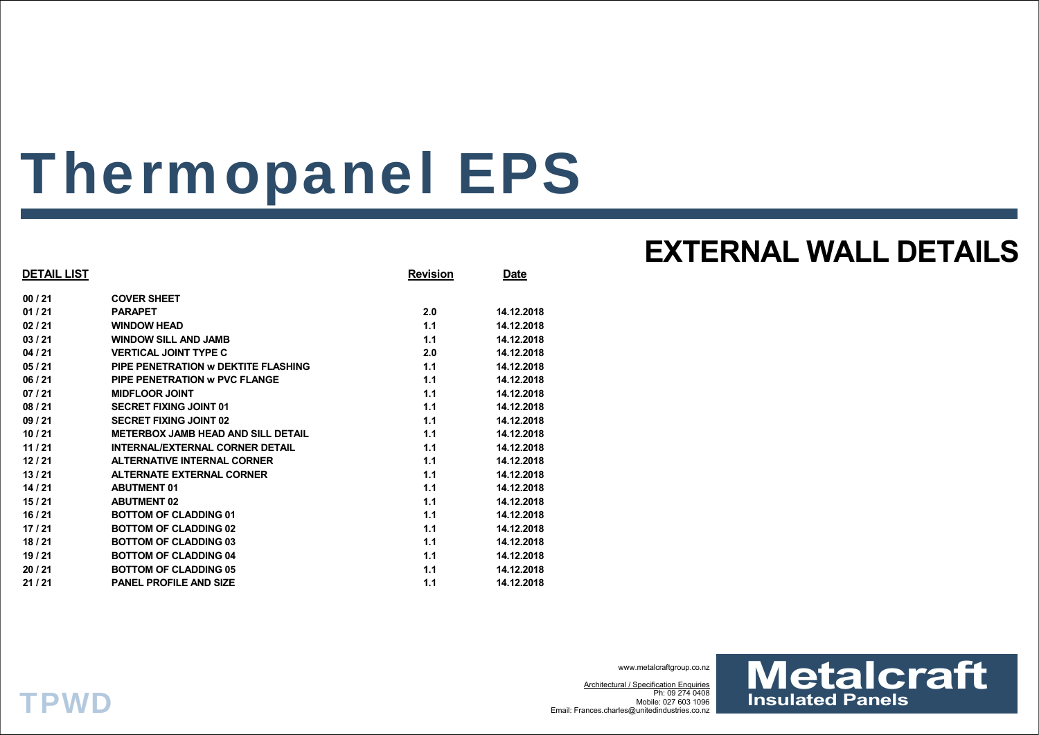# Thermopanel EPS

## EXTERNAL WALL DETAILS

| DETAIL LIST | | Revision | Date |
|---|---|---|---|
| 00 / 21 | COVER SHEET | | |
| 01 / 21 | PARAPET | 2.0 | 14.12.2018 |
| 02 / 21 | WINDOW HEAD | 1.1 | 14.12.2018 |
| 03 / 21 | WINDOW SILL AND JAMB | 1.1 | 14.12.2018 |
| 04 / 21 | VERTICAL JOINT TYPE C | 2.0 | 14.12.2018 |
| 05 / 21 | PIPE PENETRATION w DEKTITE FLASHING | 1.1 | 14.12.2018 |
| 06 / 21 | PIPE PENETRATION w PVC FLANGE | 1.1 | 14.12.2018 |
| 07 / 21 | MIDFLOOR JOINT | 1.1 | 14.12.2018 |
| 08 / 21 | SECRET FIXING JOINT 01 | 1.1 | 14.12.2018 |
| 09 / 21 | SECRET FIXING JOINT 02 | 1.1 | 14.12.2018 |
| 10 / 21 | METERBOX JAMB HEAD AND SILL DETAIL | 1.1 | 14.12.2018 |
| 11 / 21 | INTERNAL/EXTERNAL CORNER DETAIL | 1.1 | 14.12.2018 |
| 12 / 21 | ALTERNATIVE INTERNAL CORNER | 1.1 | 14.12.2018 |
| 13 / 21 | ALTERNATE EXTERNAL CORNER | 1.1 | 14.12.2018 |
| 14 / 21 | ABUTMENT 01 | 1.1 | 14.12.2018 |
| 15 / 21 | ABUTMENT 02 | 1.1 | 14.12.2018 |
| 16 / 21 | BOTTOM OF CLADDING 01 | 1.1 | 14.12.2018 |
| 17 / 21 | BOTTOM OF CLADDING 02 | 1.1 | 14.12.2018 |
| 18 / 21 | BOTTOM OF CLADDING 03 | 1.1 | 14.12.2018 |
| 19 / 21 | BOTTOM OF CLADDING 04 | 1.1 | 14.12.2018 |
| 20 / 21 | BOTTOM OF CLADDING 05 | 1.1 | 14.12.2018 |
| 21 / 21 | PANEL PROFILE AND SIZE | 1.1 | 14.12.2018 |

TPWD

www.metalcraftgroup.co.nz

Architectural / Specification Enquiries
Ph: 09 274 0408
Mobile: 027 603 1096
Email: Frances.charles@unitedindustries.co.nz

**Metalcraft**
Insulated Panels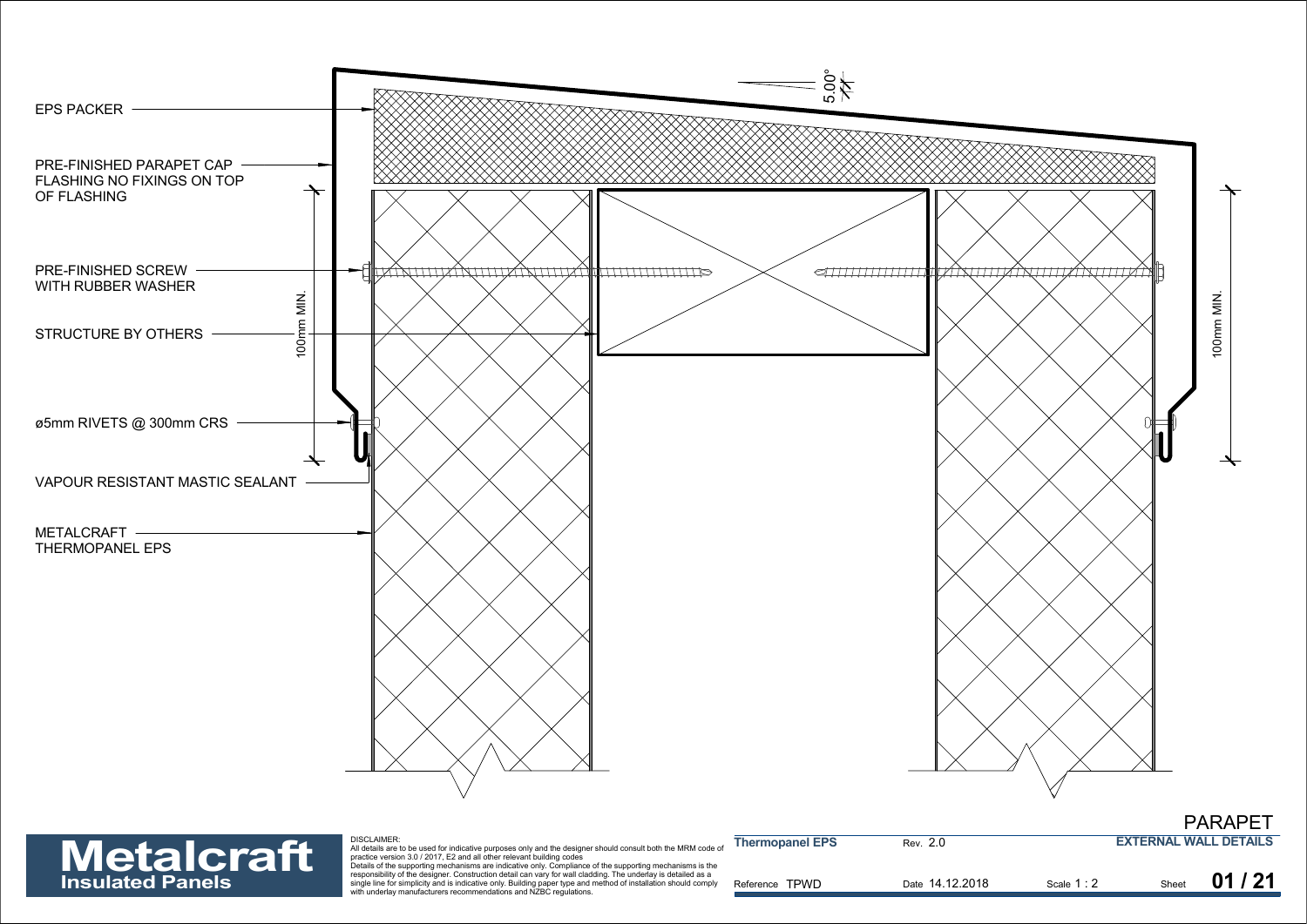EPS PACKER

PRE-FINISHED PARAPET CAP FLASHING NO FIXINGS ON TOP OF FLASHING

PRE-FINISHED SCREW WITH RUBBER WASHER

STRUCTURE BY OTHERS

ø5mm RIVETS @ 300mm CRS

VAPOUR RESISTANT MASTIC SEALANT

METALCRAFT THERMOPANEL EPS

5.00°

100mm MIN.

100mm MIN.

**Metalcraft**
**Insulated Panels**

DISCLAIMER:
All details are to be used for indicative purposes only and the designer should consult both the MRM code of practice version 3.0 / 2017, E2 and all other relevant building codes
Details of the supporting mechanisms are indicative only. Compliance of the supporting mechanisms is the responsibility of the designer. Construction detail can vary for wall cladding. The underlay is detailed as a single line for simplicity and is indicative only. Building paper type and method of installation should comply with underlay manufacturers recommendations and NZBC regulations.

| **Thermopanel EPS** | Rev. 2.0 | | **PARAPET** **EXTERNAL WALL DETAILS** |
|---|---|---|---|
| Reference TPWD | Date 14.12.2018 | Scale 1 : 2 | Sheet **01 / 21** |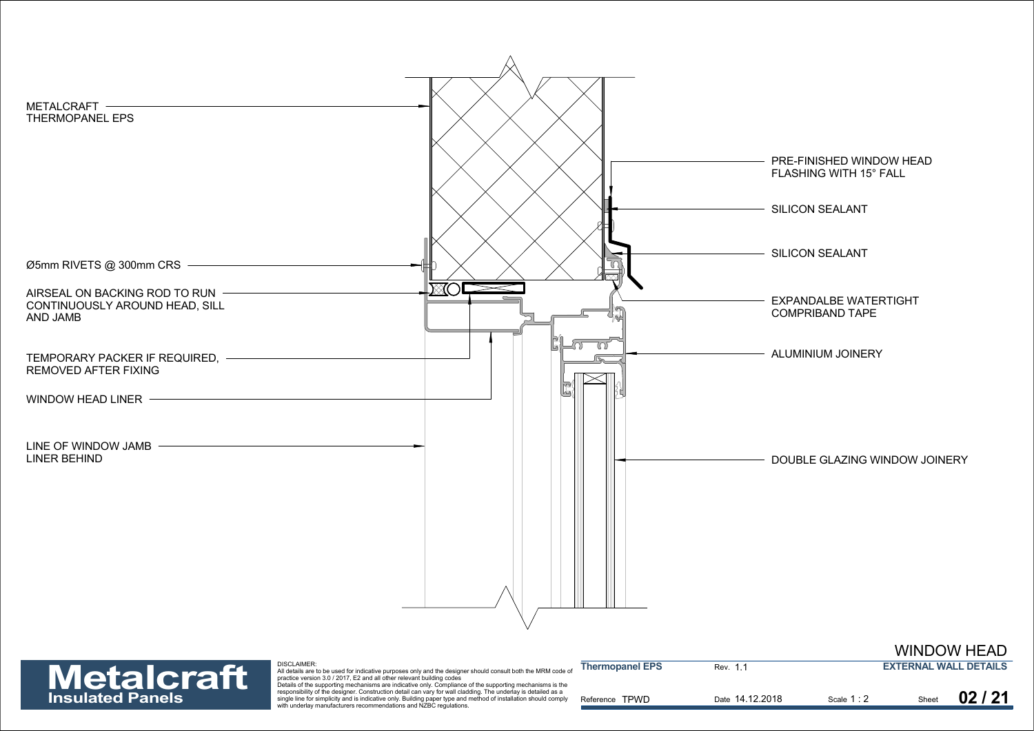METALCRAFT THERMOPANEL EPS

Ø5mm RIVETS @ 300mm CRS

AIRSEAL ON BACKING ROD TO RUN CONTINUOUSLY AROUND HEAD, SILL AND JAMB

TEMPORARY PACKER IF REQUIRED, REMOVED AFTER FIXING

WINDOW HEAD LINER

LINE OF WINDOW JAMB LINER BEHIND

PRE-FINISHED WINDOW HEAD FLASHING WITH 15° FALL

SILICON SEALANT

SILICON SEALANT

EXPANDALBE WATERTIGHT COMPRIBAND TAPE

ALUMINIUM JOINERY

DOUBLE GLAZING WINDOW JOINERY

**Metalcraft**
**Insulated Panels**

DISCLAIMER:
All details are to be used for indicative purposes only and the designer should consult both the MRM code of practice version 3.0 / 2017, E2 and all other relevant building codes
Details of the supporting mechanisms are indicative only. Compliance of the supporting mechanisms is the responsibility of the designer. Construction detail can vary for wall cladding. The underlay is detailed as a single line for simplicity and is indicative only. Building paper type and method of installation should comply with underlay manufacturers recommendations and NZBC regulations.

| **Thermopanel EPS** | Rev. 1.1 | | WINDOW HEAD **EXTERNAL WALL DETAILS** |
|---|---|---|---|
| Reference TPWD | Date 14.12.2018 | Scale 1 : 2 | Sheet **02 / 21** |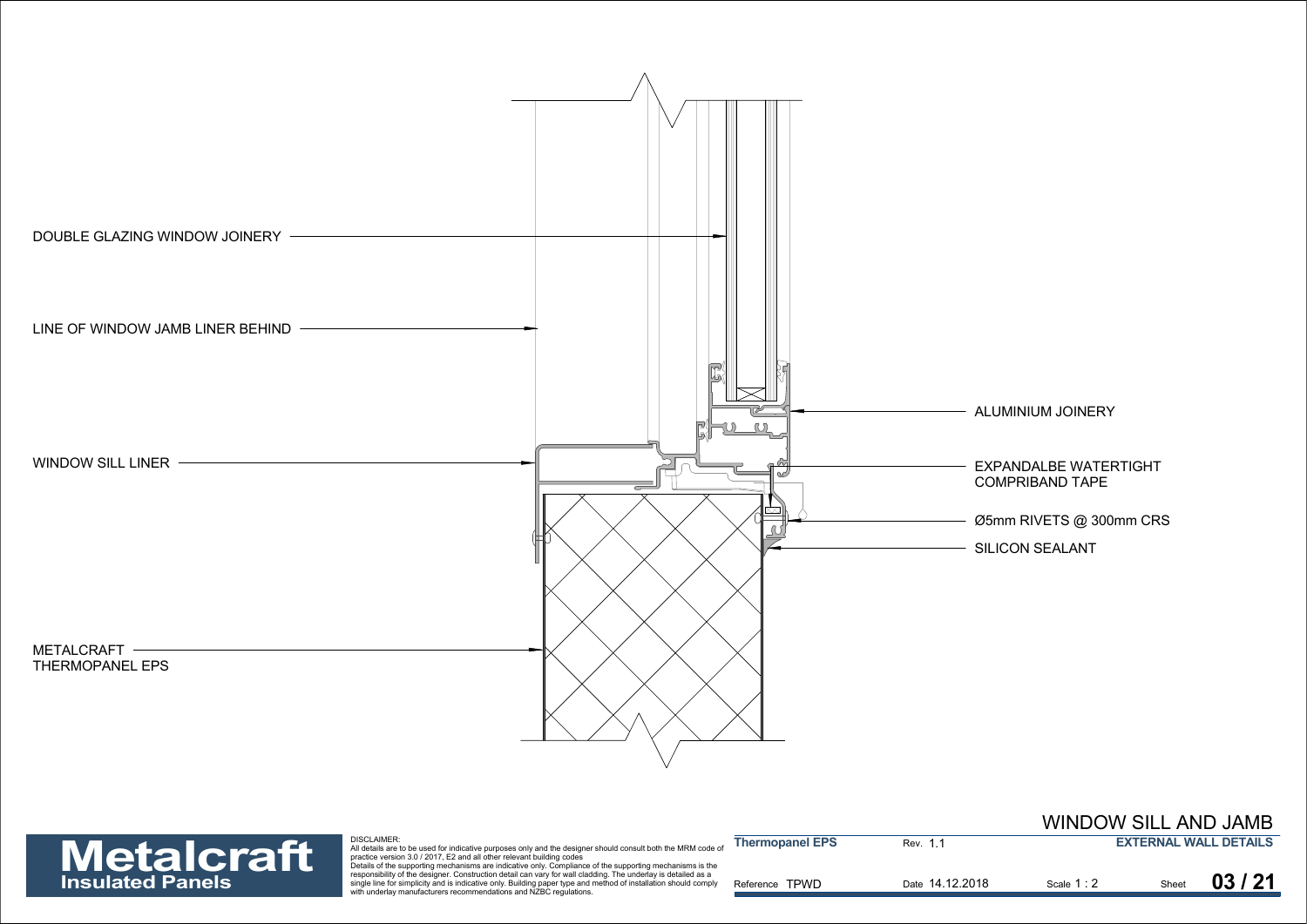DOUBLE GLAZING WINDOW JOINERY

LINE OF WINDOW JAMB LINER BEHIND

WINDOW SILL LINER

METALCRAFT THERMOPANEL EPS

ALUMINIUM JOINERY

EXPANDALBE WATERTIGHT COMPRIBAND TAPE

Ø5mm RIVETS @ 300mm CRS

SILICON SEALANT

**Metalcraft Insulated Panels**

DISCLAIMER:
All details are to be used for indicative purposes only and the designer should consult both the MRM code of practice version 3.0 / 2017, E2 and all other relevant building codes
Details of the supporting mechanisms are indicative only. Compliance of the supporting mechanisms is the responsibility of the designer. Construction detail can vary for wall cladding. The underlay is detailed as a single line for simplicity and is indicative only. Building paper type and method of installation should comply with underlay manufacturers recommendations and NZBC regulations.

# WINDOW SILL AND JAMB

**Thermopanel EPS** | Rev. 1.1 | **EXTERNAL WALL DETAILS**

Reference TPWD | Date 14.12.2018 | Scale 1 : 2 | Sheet **03 / 21**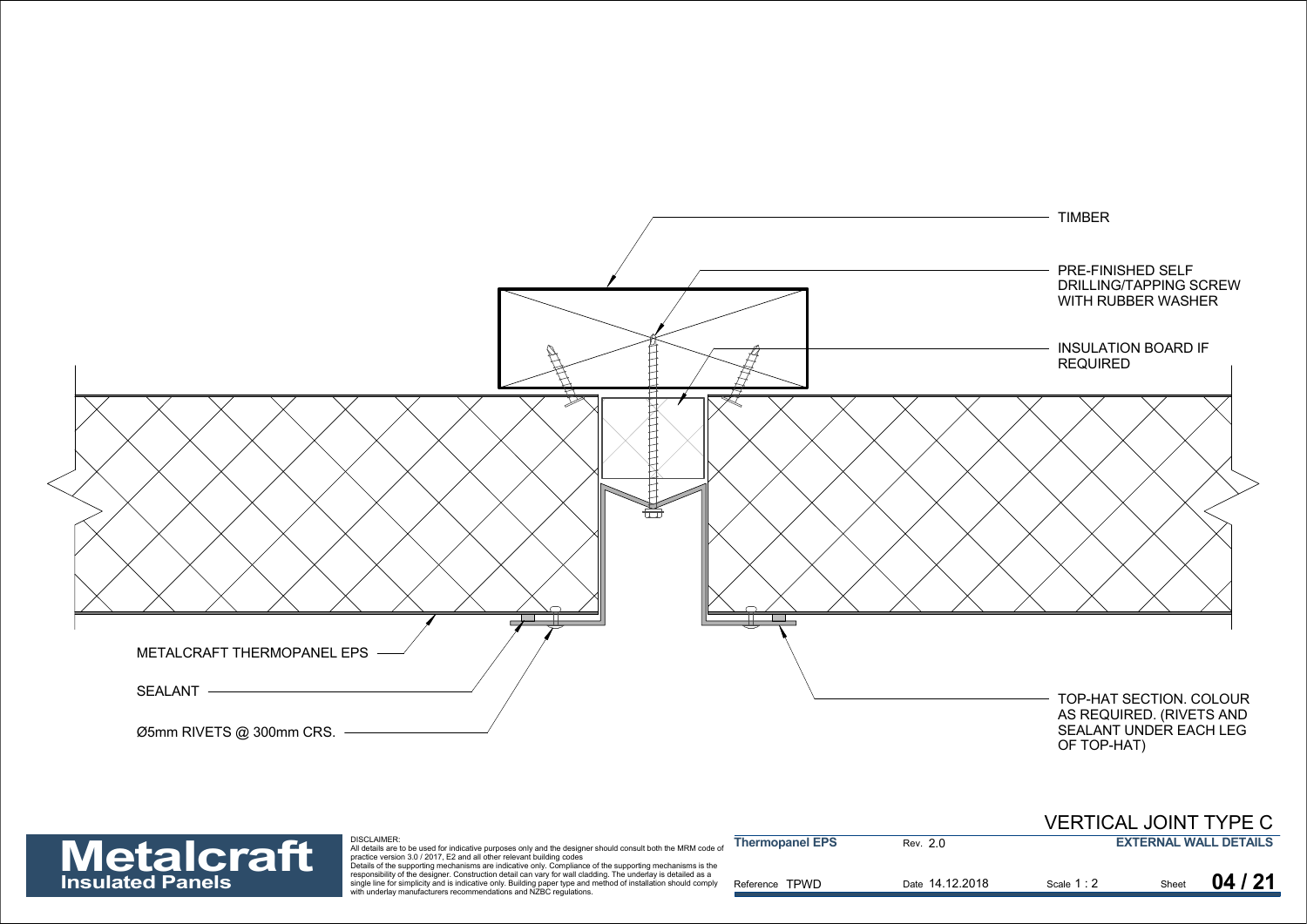TIMBER

PRE-FINISHED SELF DRILLING/TAPPING SCREW WITH RUBBER WASHER

INSULATION BOARD IF REQUIRED

METALCRAFT THERMOPANEL EPS

SEALANT

Ø5mm RIVETS @ 300mm CRS.

TOP-HAT SECTION. COLOUR AS REQUIRED. (RIVETS AND SEALANT UNDER EACH LEG OF TOP-HAT)

# VERTICAL JOINT TYPE C

**Metalcraft**
**Insulated Panels**

DISCLAIMER:
All details are to be used for indicative purposes only and the designer should consult both the MRM code of practice version 3.0 / 2017, E2 and all other relevant building codes
Details of the supporting mechanisms are indicative only. Compliance of the supporting mechanisms is the responsibility of the designer. Construction detail can vary for wall cladding. The underlay is detailed as a single line for simplicity and is indicative only. Building paper type and method of installation should comply with underlay manufacturers recommendations and NZBC regulations.

| **Thermopanel EPS** | Rev. 2.0 | | **EXTERNAL WALL DETAILS** |
|---|---|---|---|
| Reference TPWD | Date 14.12.2018 | Scale 1 : 2 | Sheet **04 / 21** |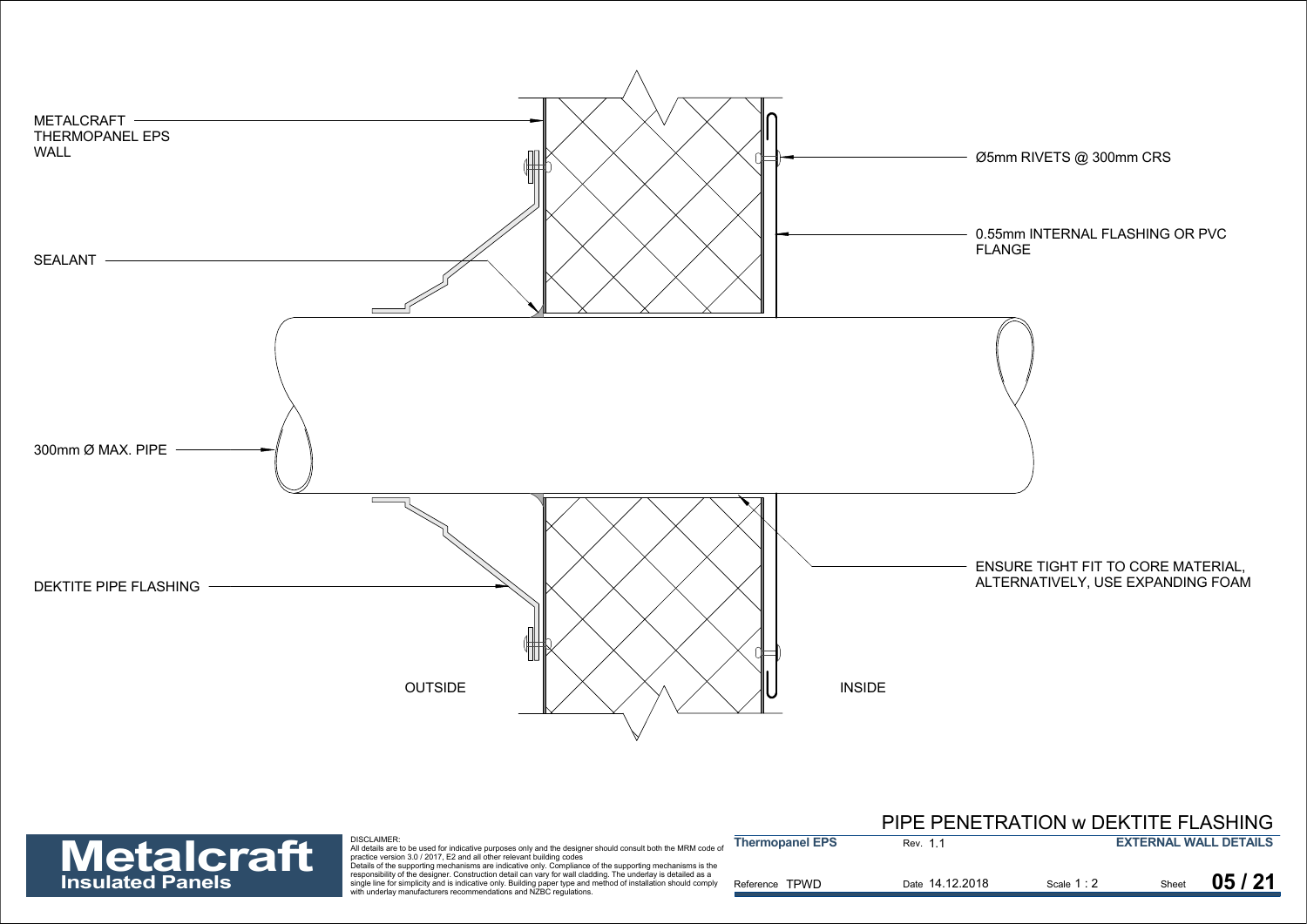METALCRAFT THERMOPANEL EPS WALL

Ø5mm RIVETS @ 300mm CRS

0.55mm INTERNAL FLASHING OR PVC FLANGE

SEALANT

300mm Ø MAX. PIPE

DEKTITE PIPE FLASHING

ENSURE TIGHT FIT TO CORE MATERIAL, ALTERNATIVELY, USE EXPANDING FOAM

OUTSIDE

INSIDE

# PIPE PENETRATION w DEKTITE FLASHING

**Metalcraft Insulated Panels**

DISCLAIMER:
All details are to be used for indicative purposes only and the designer should consult both the MRM code of practice version 3.0 / 2017, E2 and all other relevant building codes
Details of the supporting mechanisms are indicative only. Compliance of the supporting mechanisms is the responsibility of the designer. Construction detail can vary for wall cladding. The underlay is detailed as a single line for simplicity and is indicative only. Building paper type and method of installation should comply with underlay manufacturers recommendations and NZBC regulations.

| Thermopanel EPS | Rev. 1.1 | | EXTERNAL WALL DETAILS |
|---|---|---|---|
| Reference TPWD | Date 14.12.2018 | Scale 1 : 2 | Sheet 05 / 21 |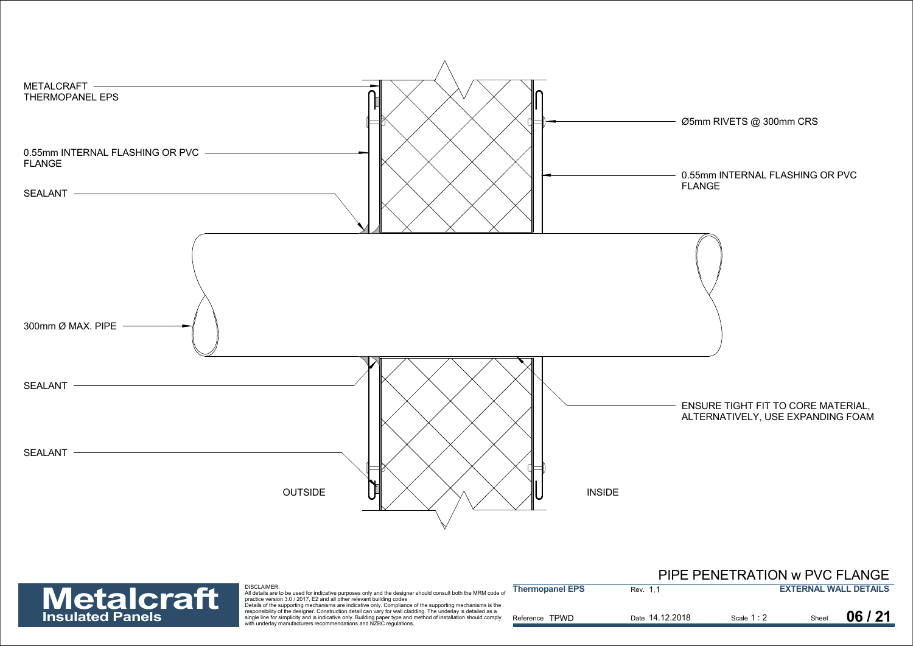METALCRAFT THERMOPANEL EPS

0.55mm INTERNAL FLASHING OR PVC FLANGE

SEALANT

Ø5mm RIVETS @ 300mm CRS

0.55mm INTERNAL FLASHING OR PVC FLANGE

300mm Ø MAX. PIPE

SEALANT

ENSURE TIGHT FIT TO CORE MATERIAL, ALTERNATIVELY, USE EXPANDING FOAM

SEALANT

OUTSIDE

INSIDE

# PIPE PENETRATION w PVC FLANGE

**Metalcraft**
**Insulated Panels**

DISCLAIMER:
All details are to be used for indicative purposes only and the designer should consult both the MRM code of practice version 3.0 / 2017, E2 and all other relevant building codes
Details of the supporting mechanisms are indicative only. Compliance of the supporting mechanisms is the responsibility of the designer. Construction detail can vary for wall cladding. The underlay is detailed as a single line for simplicity and is indicative only. Building paper type and method of installation should comply with underlay manufacturers recommendations and NZBC regulations.

| **Thermopanel EPS** | Rev. 1.1 | | **EXTERNAL WALL DETAILS** |
|---|---|---|---|
| Reference TPWD | Date 14.12.2018 | Scale 1 : 2 | Sheet **06 / 21** |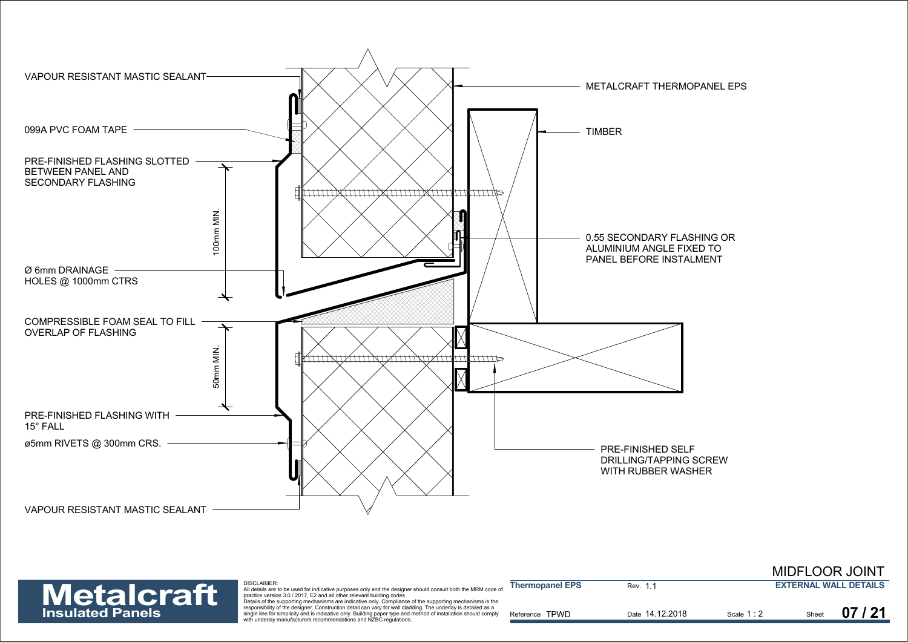VAPOUR RESISTANT MASTIC SEALANT

099A PVC FOAM TAPE

PRE-FINISHED FLASHING SLOTTED BETWEEN PANEL AND SECONDARY FLASHING

100mm MIN.

Ø 6mm DRAINAGE HOLES @ 1000mm CTRS

COMPRESSIBLE FOAM SEAL TO FILL OVERLAP OF FLASHING

50mm MIN.

PRE-FINISHED FLASHING WITH 15° FALL

ø5mm RIVETS @ 300mm CRS.

VAPOUR RESISTANT MASTIC SEALANT

METALCRAFT THERMOPANEL EPS

TIMBER

0.55 SECONDARY FLASHING OR ALUMINIUM ANGLE FIXED TO PANEL BEFORE INSTALMENT

PRE-FINISHED SELF DRILLING/TAPPING SCREW WITH RUBBER WASHER

**Metalcraft Insulated Panels**

DISCLAIMER:
All details are to be used for indicative purposes only and the designer should consult both the MRM code of practice version 3.0 / 2017, E2 and all other relevant building codes
Details of the supporting mechanisms are indicative only. Compliance of the supporting mechanisms is the responsibility of the designer. Construction detail can vary for wall cladding. The underlay is detailed as a single line for simplicity and is indicative only. Building paper type and method of installation should comply with underlay manufacturers recommendations and NZBC regulations.

# MIDFLOOR JOINT

**EXTERNAL WALL DETAILS**

| **Thermopanel EPS** | Rev. 1.1 | | |
|---|---|---|---|
| Reference TPWD | Date 14.12.2018 | Scale 1 : 2 | Sheet **07 / 21** |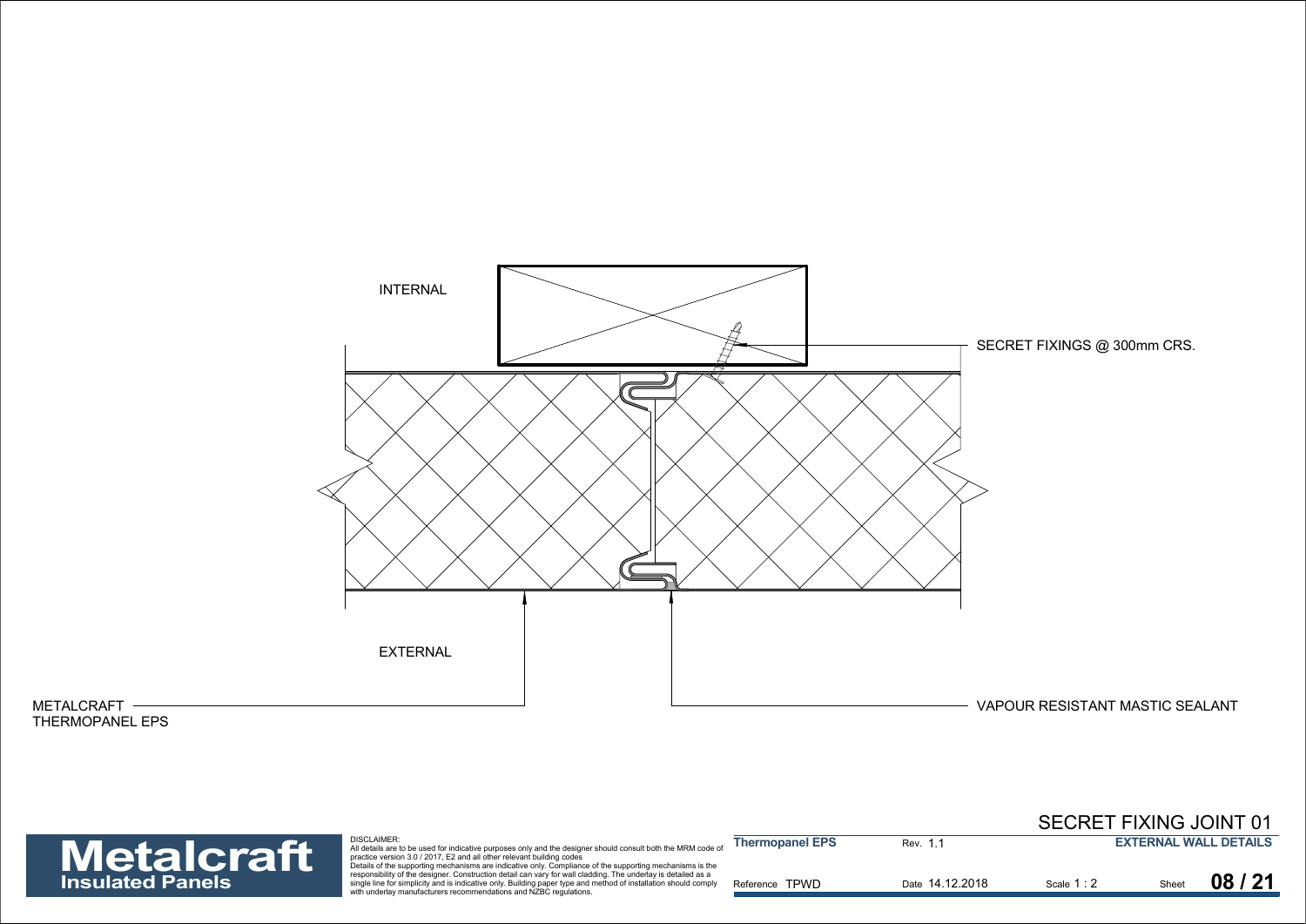INTERNAL

SECRET FIXINGS @ 300mm CRS.

EXTERNAL

METALCRAFT THERMOPANEL EPS

VAPOUR RESISTANT MASTIC SEALANT

## SECRET FIXING JOINT 01

**Metalcraft Insulated Panels**

DISCLAIMER:
All details are to be used for indicative purposes only and the designer should consult both the MRM code of practice version 3.0 / 2017, E2 and all other relevant building codes
Details of the supporting mechanisms are indicative only. Compliance of the supporting mechanisms is the responsibility of the designer. Construction detail can vary for wall cladding. The underlay is detailed as a single line for simplicity and is indicative only. Building paper type and method of installation should comply with underlay manufacturers recommendations and NZBC regulations.

| **Thermopanel EPS** | Rev. 1.1 | | **EXTERNAL WALL DETAILS** |
|---|---|---|---|
| Reference TPWD | Date 14.12.2018 | Scale 1 : 2 | Sheet **08 / 21** |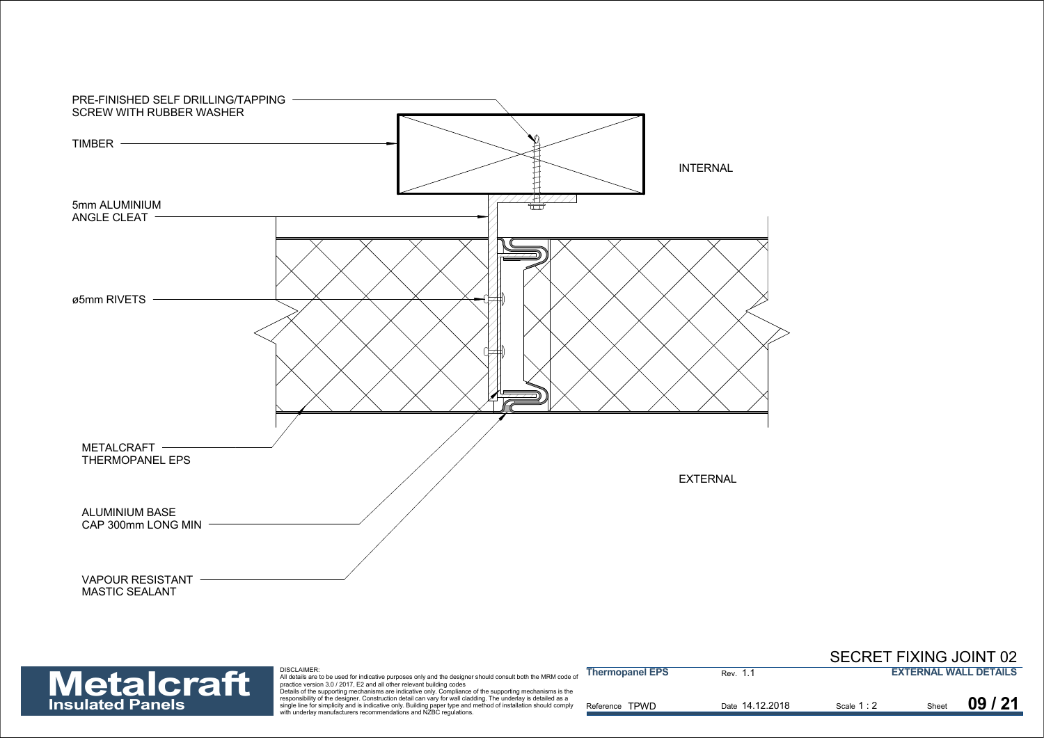PRE-FINISHED SELF DRILLING/TAPPING SCREW WITH RUBBER WASHER

TIMBER

5mm ALUMINIUM ANGLE CLEAT

ø5mm RIVETS

METALCRAFT THERMOPANEL EPS

ALUMINIUM BASE CAP 300mm LONG MIN

VAPOUR RESISTANT MASTIC SEALANT

INTERNAL

EXTERNAL

# SECRET FIXING JOINT 02

**Metalcraft Insulated Panels**

DISCLAIMER:
All details are to be used for indicative purposes only and the designer should consult both the MRM code of practice version 3.0 / 2017, E2 and all other relevant building codes
Details of the supporting mechanisms are indicative only. Compliance of the supporting mechanisms is the responsibility of the designer. Construction detail can vary for wall cladding. The underlay is detailed as a single line for simplicity and is indicative only. Building paper type and method of installation should comply with underlay manufacturers recommendations and NZBC regulations.

| **Thermopanel EPS** | Rev. 1.1 | | **EXTERNAL WALL DETAILS** |
|---|---|---|---|
| Reference TPWD | Date 14.12.2018 | Scale 1 : 2 | Sheet **09 / 21** |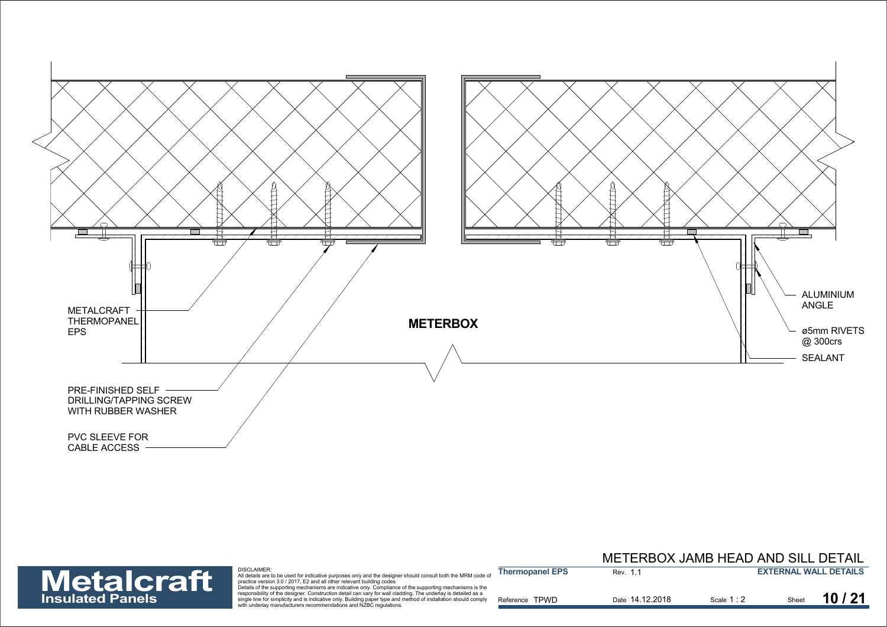METALCRAFT THERMOPANEL EPS

PRE-FINISHED SELF DRILLING/TAPPING SCREW WITH RUBBER WASHER

PVC SLEEVE FOR CABLE ACCESS

**METERBOX**

ALUMINIUM ANGLE

ø5mm RIVETS @ 300crs

SEALANT

# METERBOX JAMB HEAD AND SILL DETAIL

**Metalcraft**
**Insulated Panels**

DISCLAIMER:
All details are to be used for indicative purposes only and the designer should consult both the MRM code of practice version 3.0 / 2017, E2 and all other relevant building codes
Details of the supporting mechanisms are indicative only. Compliance of the supporting mechanisms is the responsibility of the designer. Construction detail can vary for wall cladding. The underlay is detailed as a single line for simplicity and is indicative only. Building paper type and method of installation should comply with underlay manufacturers recommendations and NZBC regulations.

| **Thermopanel EPS** | Rev. 1.1 | | **EXTERNAL WALL DETAILS** |
|---|---|---|---|
| Reference TPWD | Date 14.12.2018 | Scale 1 : 2 | Sheet **10 / 21** |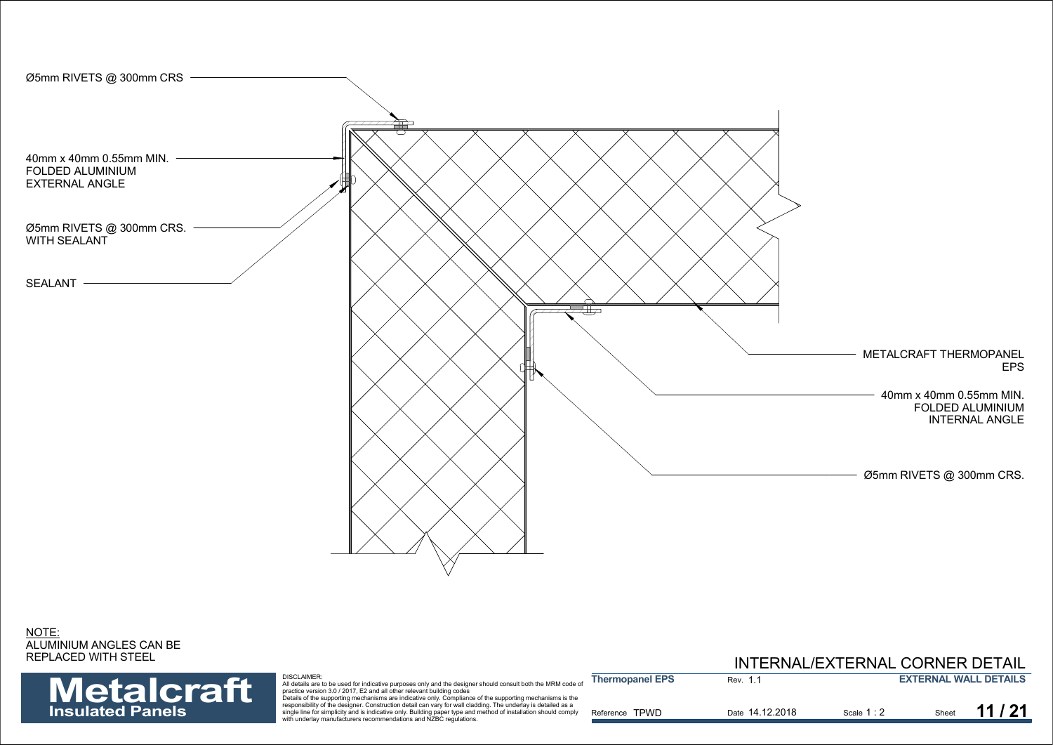Ø5mm RIVETS @ 300mm CRS

40mm x 40mm 0.55mm MIN.
FOLDED ALUMINIUM
EXTERNAL ANGLE

Ø5mm RIVETS @ 300mm CRS.
WITH SEALANT

SEALANT

METALCRAFT THERMOPANEL
EPS

40mm x 40mm 0.55mm MIN.
FOLDED ALUMINIUM
INTERNAL ANGLE

Ø5mm RIVETS @ 300mm CRS.

NOTE:
ALUMINIUM ANGLES CAN BE
REPLACED WITH STEEL

# INTERNAL/EXTERNAL CORNER DETAIL

**Metalcraft**
**Insulated Panels**

DISCLAIMER:
All details are to be used for indicative purposes only and the designer should consult both the MRM code of practice version 3.0 / 2017, E2 and all other relevant building codes
Details of the supporting mechanisms are indicative only. Compliance of the supporting mechanisms is the responsibility of the designer. Construction detail can vary for wall cladding. The underlay is detailed as a single line for simplicity and is indicative only. Building paper type and method of installation should comply with underlay manufacturers recommendations and NZBC regulations.

| **Thermopanel EPS** | Rev. 1.1 | | **EXTERNAL WALL DETAILS** |
|---|---|---|---|
| Reference TPWD | Date 14.12.2018 | Scale 1 : 2 | Sheet **11 / 21** |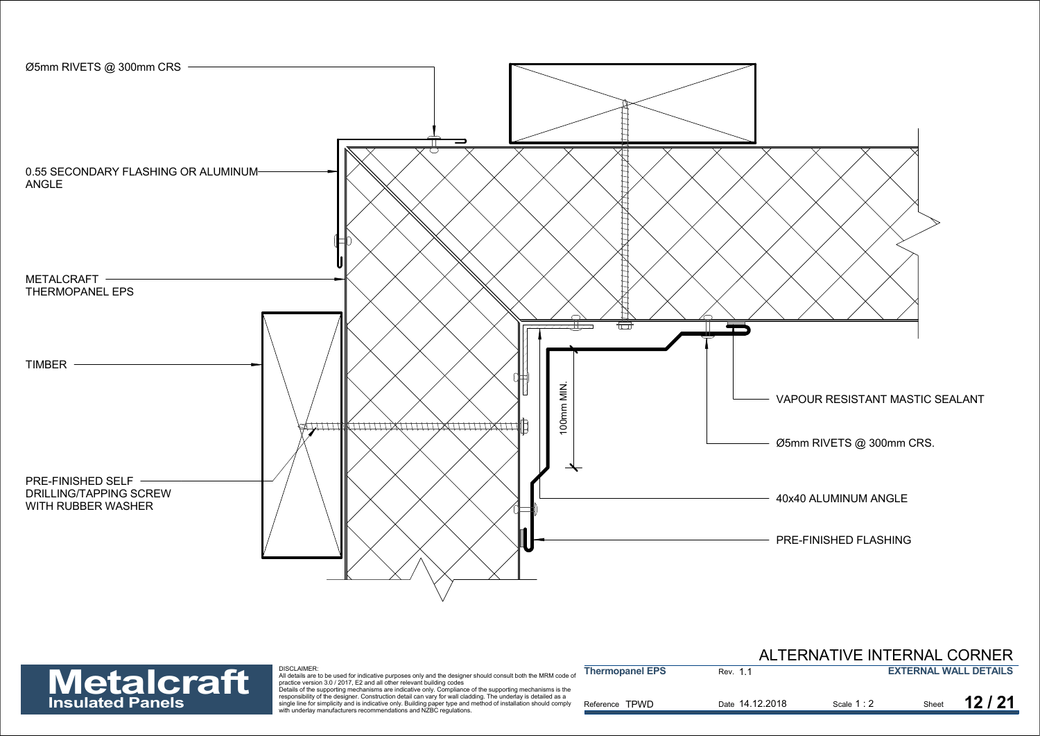Ø5mm RIVETS @ 300mm CRS

0.55 SECONDARY FLASHING OR ALUMINUM ANGLE

METALCRAFT THERMOPANEL EPS

TIMBER

PRE-FINISHED SELF DRILLING/TAPPING SCREW WITH RUBBER WASHER

100mm MIN.

VAPOUR RESISTANT MASTIC SEALANT

Ø5mm RIVETS @ 300mm CRS.

40x40 ALUMINUM ANGLE

PRE-FINISHED FLASHING

# ALTERNATIVE INTERNAL CORNER

**Metalcraft**
**Insulated Panels**

DISCLAIMER:
All details are to be used for indicative purposes only and the designer should consult both the MRM code of practice version 3.0 / 2017, E2 and all other relevant building codes
Details of the supporting mechanisms are indicative only. Compliance of the supporting mechanisms is the responsibility of the designer. Construction detail can vary for wall cladding. The underlay is detailed as a single line for simplicity and is indicative only. Building paper type and method of installation should comply with underlay manufacturers recommendations and NZBC regulations.

| Thermopanel EPS | Rev. 1.1 | | EXTERNAL WALL DETAILS |
|---|---|---|---|
| Reference TPWD | Date 14.12.2018 | Scale 1 : 2 | Sheet 12 / 21 |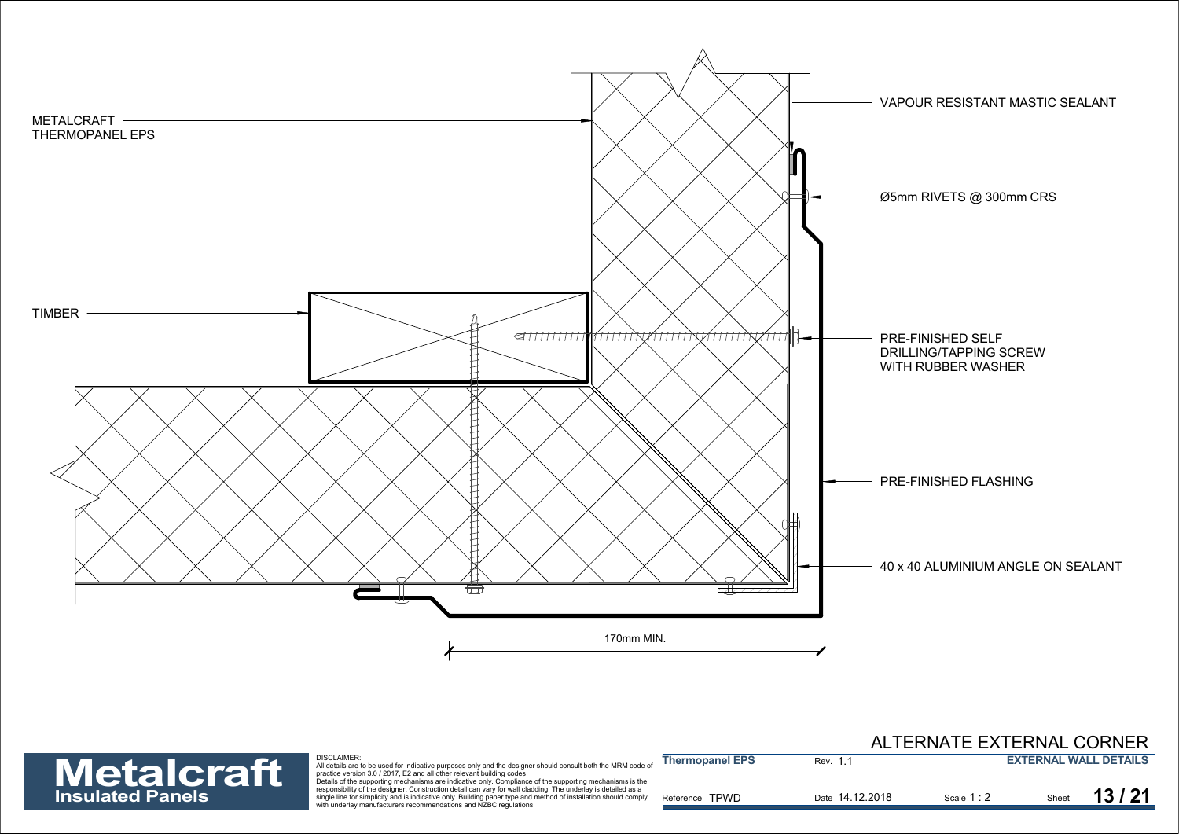METALCRAFT THERMOPANEL EPS

VAPOUR RESISTANT MASTIC SEALANT

Ø5mm RIVETS @ 300mm CRS

TIMBER

PRE-FINISHED SELF DRILLING/TAPPING SCREW WITH RUBBER WASHER

PRE-FINISHED FLASHING

40 x 40 ALUMINIUM ANGLE ON SEALANT

170mm MIN.

# ALTERNATE EXTERNAL CORNER

**Metalcraft**
**Insulated Panels**

DISCLAIMER:
All details are to be used for indicative purposes only and the designer should consult both the MRM code of practice version 3.0 / 2017, E2 and all other relevant building codes
Details of the supporting mechanisms are indicative only. Compliance of the supporting mechanisms is the responsibility of the designer. Construction detail can vary for wall cladding. The underlay is detailed as a single line for simplicity and is indicative only. Building paper type and method of installation should comply with underlay manufacturers recommendations and NZBC regulations.

| **Thermopanel EPS** | Rev. 1.1 | | **EXTERNAL WALL DETAILS** |
|---|---|---|---|
| Reference TPWD | Date 14.12.2018 | Scale 1 : 2 | Sheet **13 / 21** |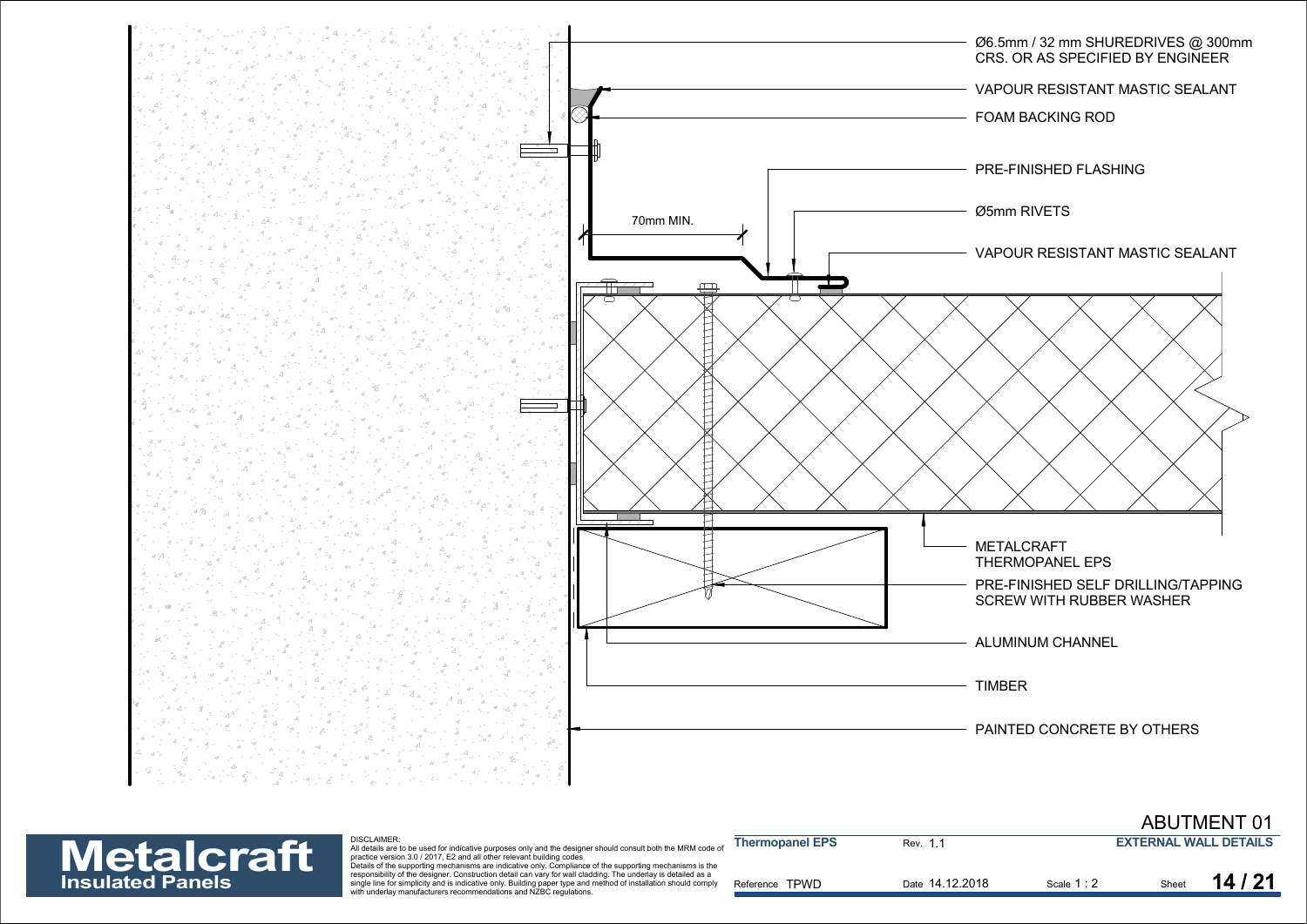Ø6.5mm / 32 mm SHUREDRIVES @ 300mm CRS. OR AS SPECIFIED BY ENGINEER

VAPOUR RESISTANT MASTIC SEALANT

FOAM BACKING ROD

PRE-FINISHED FLASHING

Ø5mm RIVETS

70mm MIN.

VAPOUR RESISTANT MASTIC SEALANT

METALCRAFT THERMOPANEL EPS

PRE-FINISHED SELF DRILLING/TAPPING SCREW WITH RUBBER WASHER

ALUMINUM CHANNEL

TIMBER

PAINTED CONCRETE BY OTHERS

# ABUTMENT 01

**Metalcraft**
**Insulated Panels**

DISCLAIMER:
All details are to be used for indicative purposes only and the designer should consult both the MRM code of practice version 3.0 / 2017, E2 and all other relevant building codes
Details of the supporting mechanisms are indicative only. Compliance of the supporting mechanisms is the responsibility of the designer. Construction detail can vary for wall cladding. The underlay is detailed as a single line for simplicity and is indicative only. Building paper type and method of installation should comply with underlay manufacturers recommendations and NZBC regulations.

| **Thermopanel EPS** | Rev. 1.1 | | **EXTERNAL WALL DETAILS** |
|---|---|---|---|
| Reference TPWD | Date 14.12.2018 | Scale 1 : 2 | Sheet **14 / 21** |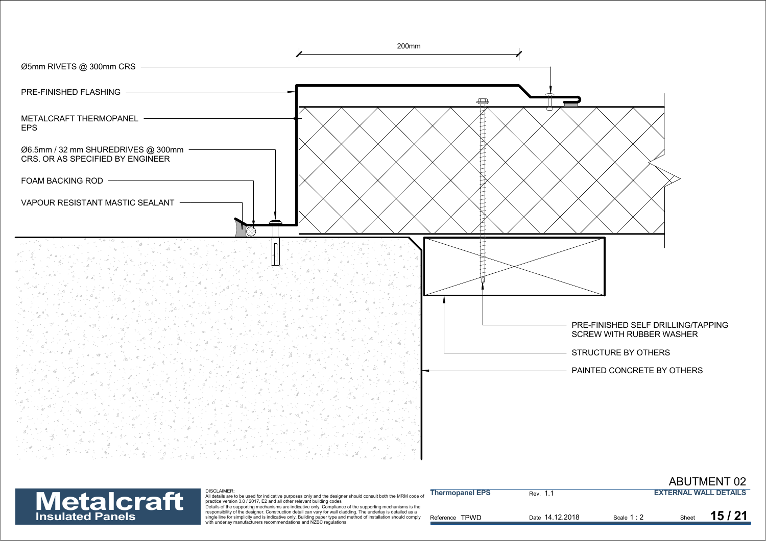200mm

Ø5mm RIVETS @ 300mm CRS

PRE-FINISHED FLASHING

METALCRAFT THERMOPANEL EPS

Ø6.5mm / 32 mm SHUREDRIVES @ 300mm CRS. OR AS SPECIFIED BY ENGINEER

FOAM BACKING ROD

VAPOUR RESISTANT MASTIC SEALANT

PRE-FINISHED SELF DRILLING/TAPPING SCREW WITH RUBBER WASHER

STRUCTURE BY OTHERS

PAINTED CONCRETE BY OTHERS

**Metalcraft**
**Insulated Panels**

DISCLAIMER:
All details are to be used for indicative purposes only and the designer should consult both the MRM code of practice version 3.0 / 2017, E2 and all other relevant building codes
Details of the supporting mechanisms are indicative only. Compliance of the supporting mechanisms is the responsibility of the designer. Construction detail can vary for wall cladding. The underlay is detailed as a single line for simplicity and is indicative only. Building paper type and method of installation should comply with underlay manufacturers recommendations and NZBC regulations.

# ABUTMENT 02

| **Thermopanel EPS** | Rev. 1.1 | | **EXTERNAL WALL DETAILS** |
|---|---|---|---|
| Reference TPWD | Date 14.12.2018 | Scale 1 : 2 | Sheet **15 / 21** |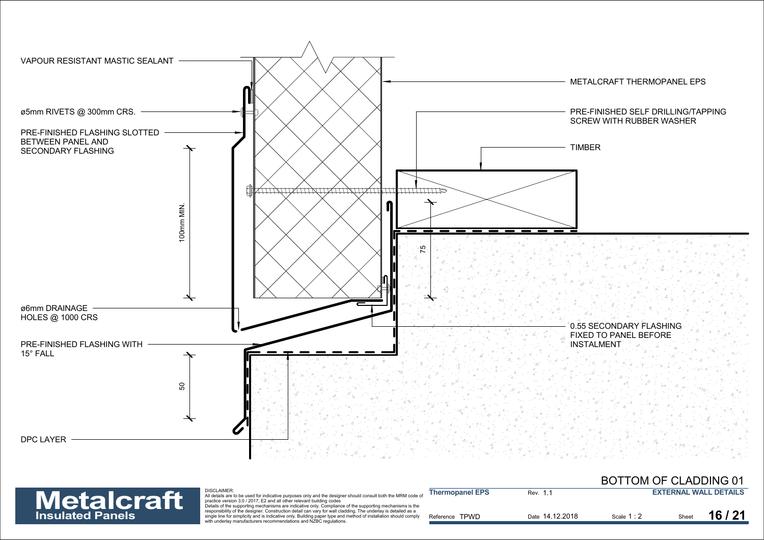VAPOUR RESISTANT MASTIC SEALANT

ø5mm RIVETS @ 300mm CRS.

PRE-FINISHED FLASHING SLOTTED BETWEEN PANEL AND SECONDARY FLASHING

100mm MIN.

ø6mm DRAINAGE HOLES @ 1000 CRS

PRE-FINISHED FLASHING WITH 15° FALL

50

DPC LAYER

METALCRAFT THERMOPANEL EPS

PRE-FINISHED SELF DRILLING/TAPPING SCREW WITH RUBBER WASHER

TIMBER

75

0.55 SECONDARY FLASHING FIXED TO PANEL BEFORE INSTALMENT

# BOTTOM OF CLADDING 01

**Metalcraft** Insulated Panels

DISCLAIMER:
All details are to be used for indicative purposes only and the designer should consult both the MRM code of practice version 3.0 / 2017, E2 and all other relevant building codes
Details of the supporting mechanisms are indicative only. Compliance of the supporting mechanisms is the responsibility of the designer. Construction detail can vary for wall cladding. The underlay is detailed as a single line for simplicity and is indicative only. Building paper type and method of installation should comply with underlay manufacturers recommendations and NZBC regulations.

| **Thermopanel EPS** | Rev. 1.1 | | **EXTERNAL WALL DETAILS** |
|---|---|---|---|
| Reference TPWD | Date 14.12.2018 | Scale 1 : 2 | Sheet **16 / 21** |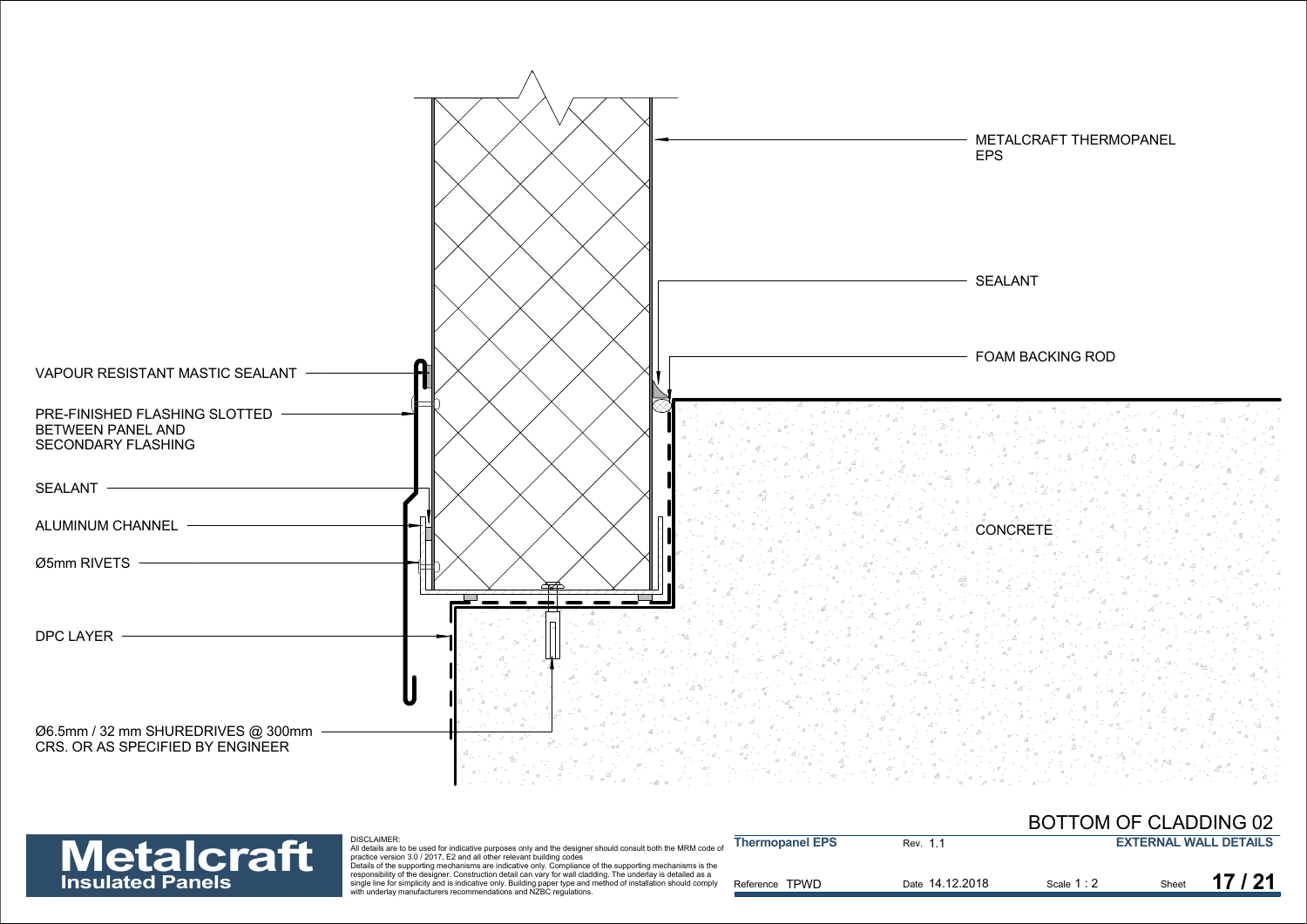METALCRAFT THERMOPANEL EPS

SEALANT

FOAM BACKING ROD

VAPOUR RESISTANT MASTIC SEALANT

PRE-FINISHED FLASHING SLOTTED BETWEEN PANEL AND SECONDARY FLASHING

SEALANT

ALUMINUM CHANNEL

Ø5mm RIVETS

CONCRETE

DPC LAYER

Ø6.5mm / 32 mm SHUREDRIVES @ 300mm CRS. OR AS SPECIFIED BY ENGINEER

# BOTTOM OF CLADDING 02

**Metalcraft** Insulated Panels

DISCLAIMER:
All details are to be used for indicative purposes only and the designer should consult both the MRM code of practice version 3.0 / 2017, E2 and all other relevant building codes
Details of the supporting mechanisms are indicative only. Compliance of the supporting mechanisms is the responsibility of the designer. Construction detail can vary for wall cladding. The underlay is detailed as a single line for simplicity and is indicative only. Building paper type and method of installation should comply with underlay manufacturers recommendations and NZBC regulations.

| **Thermopanel EPS** | Rev. 1.1 | | **EXTERNAL WALL DETAILS** |
|---|---|---|---|
| Reference TPWD | Date 14.12.2018 | Scale 1 : 2 | Sheet **17 / 21** |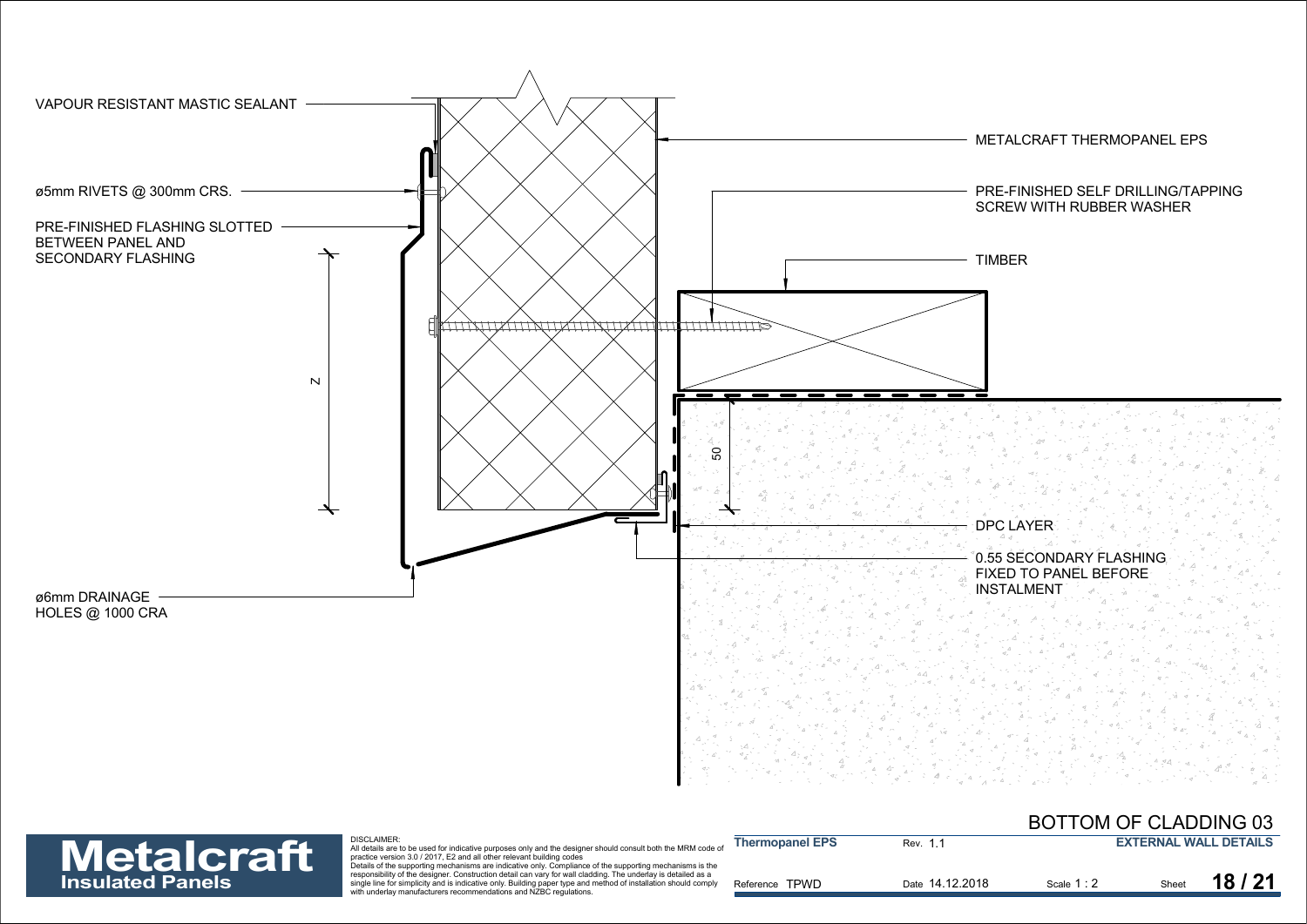VAPOUR RESISTANT MASTIC SEALANT

ø5mm RIVETS @ 300mm CRS.

PRE-FINISHED FLASHING SLOTTED BETWEEN PANEL AND SECONDARY FLASHING

Z

50

ø6mm DRAINAGE HOLES @ 1000 CRA

METALCRAFT THERMOPANEL EPS

PRE-FINISHED SELF DRILLING/TAPPING SCREW WITH RUBBER WASHER

TIMBER

DPC LAYER

0.55 SECONDARY FLASHING FIXED TO PANEL BEFORE INSTALMENT

# BOTTOM OF CLADDING 03

**Metalcraft** Insulated Panels

DISCLAIMER:
All details are to be used for indicative purposes only and the designer should consult both the MRM code of practice version 3.0 / 2017, E2 and all other relevant building codes
Details of the supporting mechanisms are indicative only. Compliance of the supporting mechanisms is the responsibility of the designer. Construction detail can vary for wall cladding. The underlay is detailed as a single line for simplicity and is indicative only. Building paper type and method of installation should comply with underlay manufacturers recommendations and NZBC regulations.

| Thermopanel EPS | Rev. 1.1 | | EXTERNAL WALL DETAILS |
|---|---|---|---|
| Reference TPWD | Date 14.12.2018 | Scale 1 : 2 | Sheet 18 / 21 |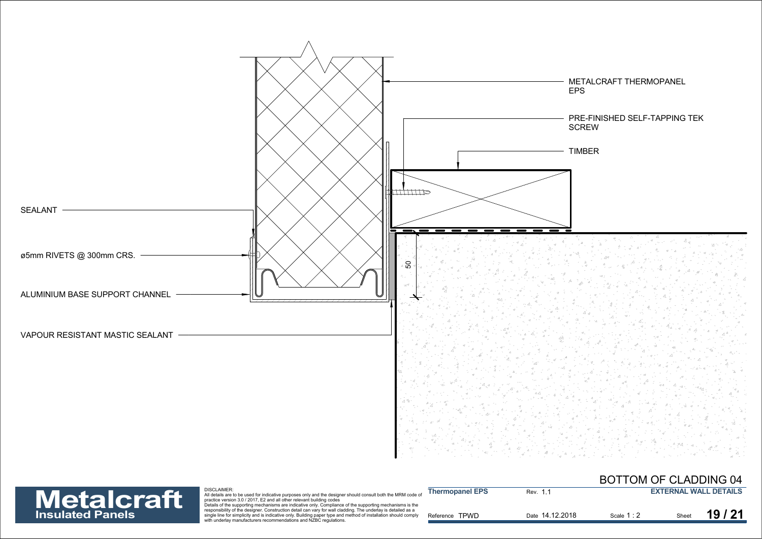METALCRAFT THERMOPANEL EPS

PRE-FINISHED SELF-TAPPING TEK SCREW

TIMBER

SEALANT

ø5mm RIVETS @ 300mm CRS.

ALUMINIUM BASE SUPPORT CHANNEL

VAPOUR RESISTANT MASTIC SEALANT

50

# BOTTOM OF CLADDING 04

**Metalcraft**
**Insulated Panels**

DISCLAIMER:
All details are to be used for indicative purposes only and the designer should consult both the MRM code of practice version 3.0 / 2017, E2 and all other relevant building codes
Details of the supporting mechanisms are indicative only. Compliance of the supporting mechanisms is the responsibility of the designer. Construction detail can vary for wall cladding. The underlay is detailed as a single line for simplicity and is indicative only. Building paper type and method of installation should comply with underlay manufacturers recommendations and NZBC regulations.

| **Thermopanel EPS** | Rev. 1.1 | | **EXTERNAL WALL DETAILS** |
|---|---|---|---|
| Reference TPWD | Date 14.12.2018 | Scale 1 : 2 | Sheet **19 / 21** |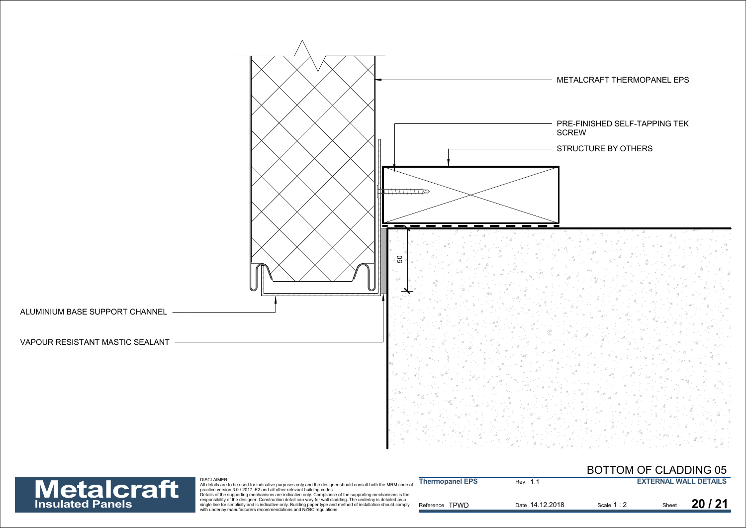METALCRAFT THERMOPANEL EPS

PRE-FINISHED SELF-TAPPING TEK SCREW

STRUCTURE BY OTHERS

50

ALUMINIUM BASE SUPPORT CHANNEL

VAPOUR RESISTANT MASTIC SEALANT

# BOTTOM OF CLADDING 05

**Metalcraft**
**Insulated Panels**

DISCLAIMER:
All details are to be used for indicative purposes only and the designer should consult both the MRM code of practice version 3.0 / 2017, E2 and all other relevant building codes
Details of the supporting mechanisms are indicative only. Compliance of the supporting mechanisms is the responsibility of the designer. Construction detail can vary for wall cladding. The underlay is detailed as a single line for simplicity and is indicative only. Building paper type and method of installation should comply with underlay manufacturers recommendations and NZBC regulations.

| **Thermopanel EPS** | Rev. 1.1 | | **EXTERNAL WALL DETAILS** |
|---|---|---|---|
| Reference TPWD | Date 14.12.2018 | Scale 1 : 2 | Sheet **20 / 21** |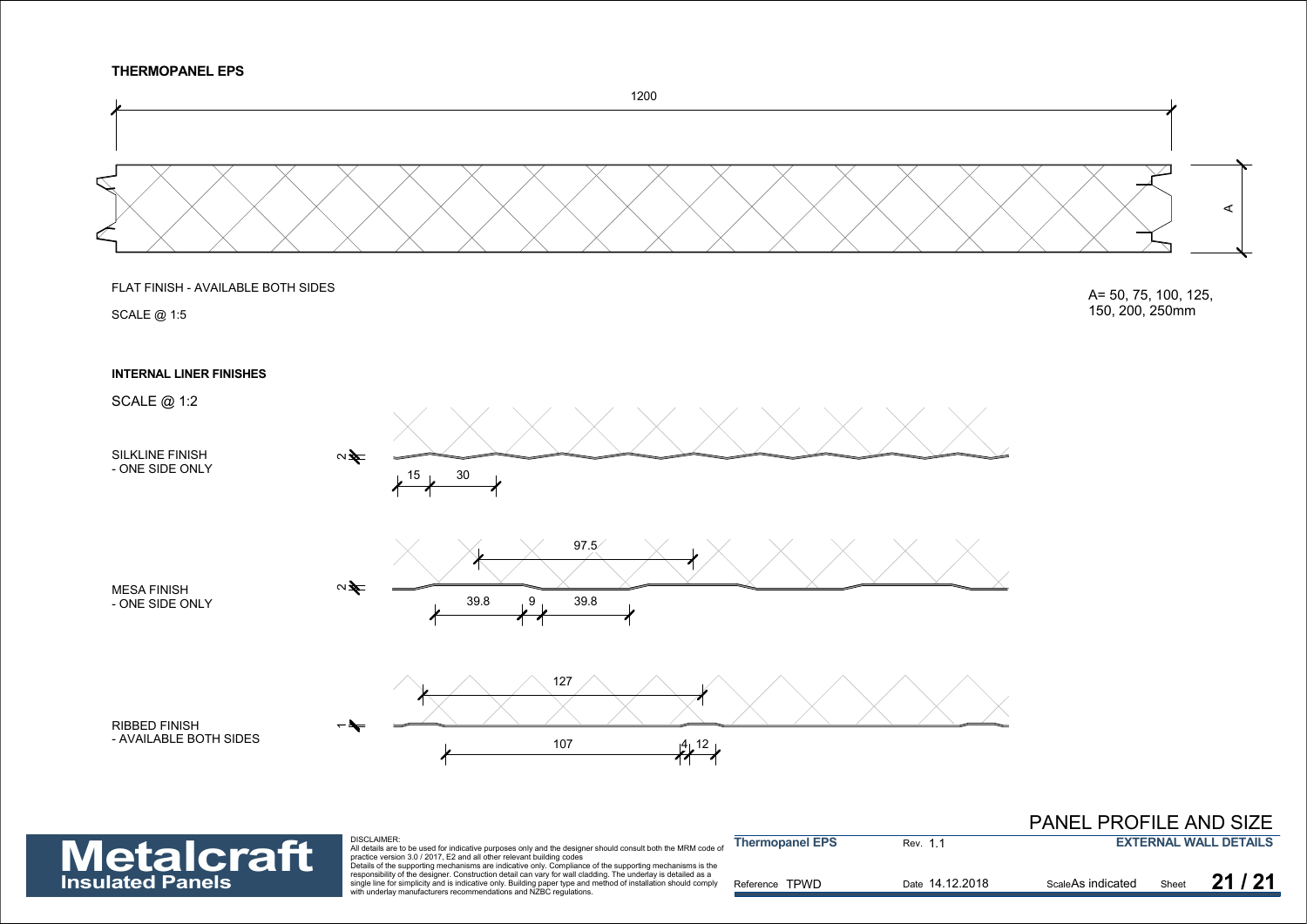**THERMOPANEL EPS**

1200

A

FLAT FINISH - AVAILABLE BOTH SIDES

SCALE @ 1:5

A= 50, 75, 100, 125, 150, 200, 250mm

**INTERNAL LINER FINISHES**

SCALE @ 1:2

SILKLINE FINISH
- ONE SIDE ONLY

2

15 30

MESA FINISH
- ONE SIDE ONLY

2

97.5

39.8 9 39.8

RIBBED FINISH
- AVAILABLE BOTH SIDES

1

127

107 4 12

PANEL PROFILE AND SIZE

**Metalcraft**
**Insulated Panels**

DISCLAIMER:
All details are to be used for indicative purposes only and the designer should consult both the MRM code of practice version 3.0 / 2017, E2 and all other relevant building codes
Details of the supporting mechanisms are indicative only. Compliance of the supporting mechanisms is the responsibility of the designer. Construction detail can vary for wall cladding. The underlay is detailed as a single line for simplicity and is indicative only. Building paper type and method of installation should comply with underlay manufacturers recommendations and NZBC regulations.

| | | | |
|---|---|---|---|
| **Thermopanel EPS** | Rev. 1.1 | **EXTERNAL WALL DETAILS** | |
| Reference TPWD | Date 14.12.2018 | Scale As indicated | Sheet **21 / 21** |